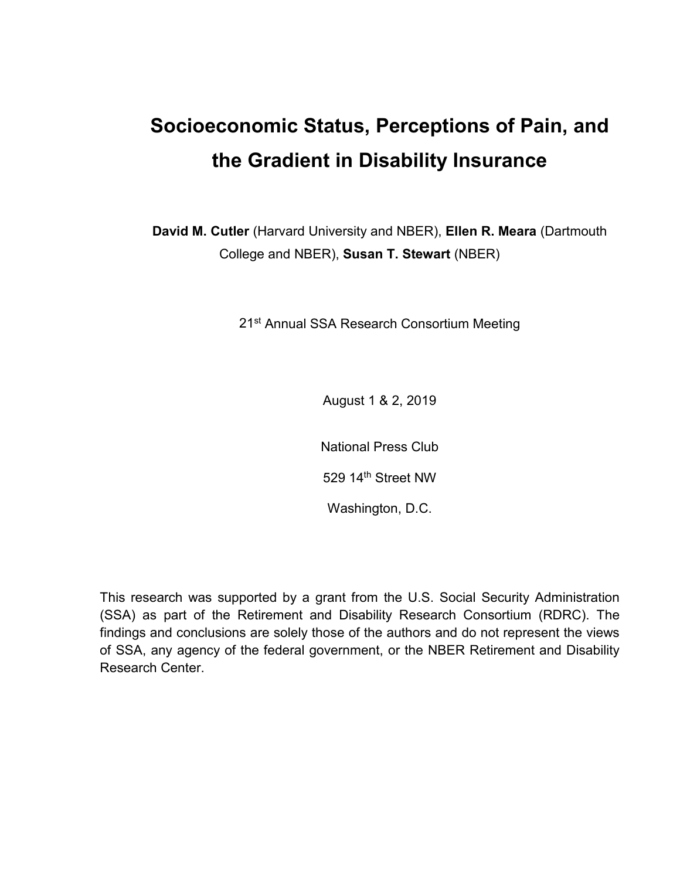# Socioeconomic Status, Perceptions of Pain, and the Gradient in Disability Insurance

**David M. Cutler** (Harvard University and NBER), **Ellen R. Meara** (Dartmouth College and NBER), **Susan T. Stewart** (NBER)

21st Annual SSA Research Consortium Meeting

August 1 & 2, 2019

National Press Club

529 14th Street NW

Washington, D.C.

This research was supported by a grant from the U.S. Social Security Administration (SSA) as part of the Retirement and Disability Research Consortium (RDRC). The findings and conclusions are solely those of the authors and do not represent the views of SSA, any agency of the federal government, or the NBER Retirement and Disability Research Center.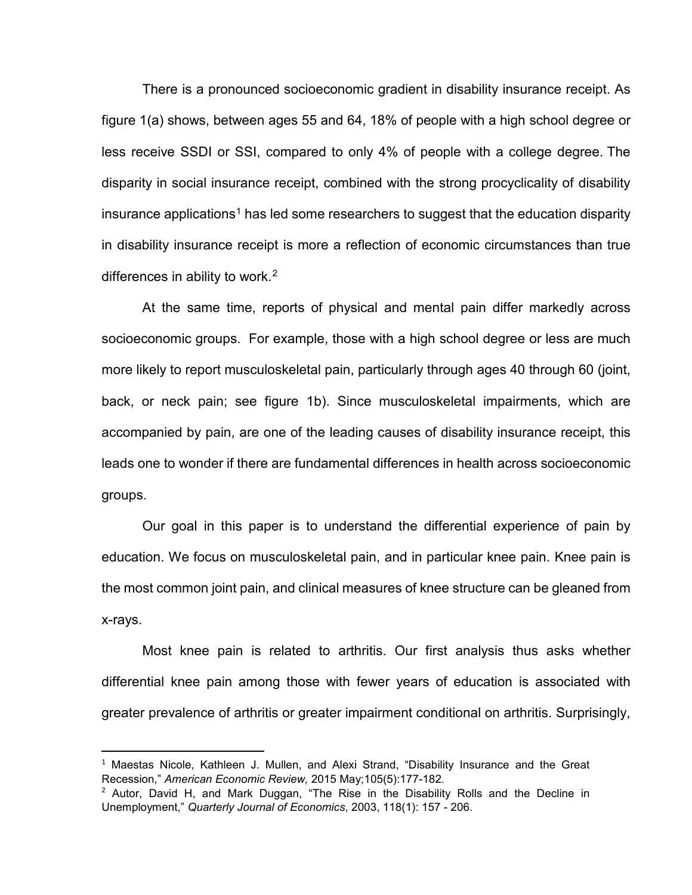There is a pronounced socioeconomic gradient in disability insurance receipt. As figure 1(a) shows, between ages 55 and 64, 18% of people with a high school degree or less receive SSDI or SSI, compared to only 4% of people with a college degree. The disparity in social insurance receipt, combined with the strong procyclicality of disability insurance applications[1] has led some researchers to suggest that the education disparity in disability insurance receipt is more a reflection of economic circumstances than true differences in ability to work.[2]

At the same time, reports of physical and mental pain differ markedly across socioeconomic groups. For example, those with a high school degree or less are much more likely to report musculoskeletal pain, particularly through ages 40 through 60 (joint, back, or neck pain; see figure 1b). Since musculoskeletal impairments, which are accompanied by pain, are one of the leading causes of disability insurance receipt, this leads one to wonder if there are fundamental differences in health across socioeconomic groups.

Our goal in this paper is to understand the differential experience of pain by education. We focus on musculoskeletal pain, and in particular knee pain. Knee pain is the most common joint pain, and clinical measures of knee structure can be gleaned from x-rays.

Most knee pain is related to arthritis. Our first analysis thus asks whether differential knee pain among those with fewer years of education is associated with greater prevalence of arthritis or greater impairment conditional on arthritis. Surprisingly,

---

[1] Maestas Nicole, Kathleen J. Mullen, and Alexi Strand, "Disability Insurance and the Great Recession," *American Economic Review,* 2015 May;105(5):177-182.

[2] Autor, David H, and Mark Duggan, "The Rise in the Disability Rolls and the Decline in Unemployment," *Quarterly Journal of Economics*, 2003, 118(1): 157 - 206.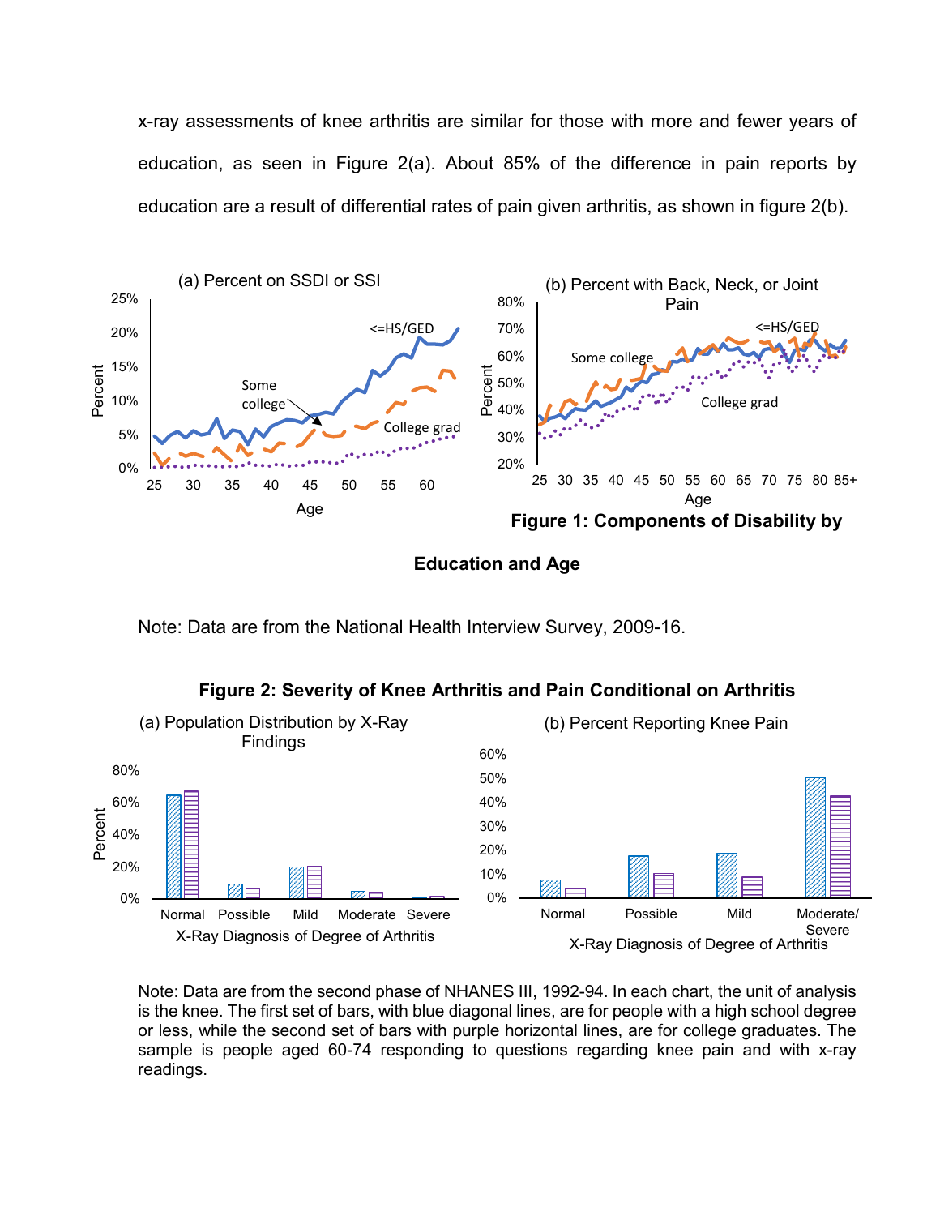x-ray assessments of knee arthritis are similar for those with more and fewer years of education, as seen in Figure 2(a). About 85% of the difference in pain reports by education are a result of differential rates of pain given arthritis, as shown in figure 2(b).

**Figure 1: Components of Disability by Education and Age**

Note: Data are from the National Health Interview Survey, 2009-16.

**Figure 2: Severity of Knee Arthritis and Pain Conditional on Arthritis**

Note: Data are from the second phase of NHANES III, 1992-94. In each chart, the unit of analysis is the knee. The first set of bars, with blue diagonal lines, are for people with a high school degree or less, while the second set of bars with purple horizontal lines, are for college graduates. The sample is people aged 60-74 responding to questions regarding knee pain and with x-ray readings.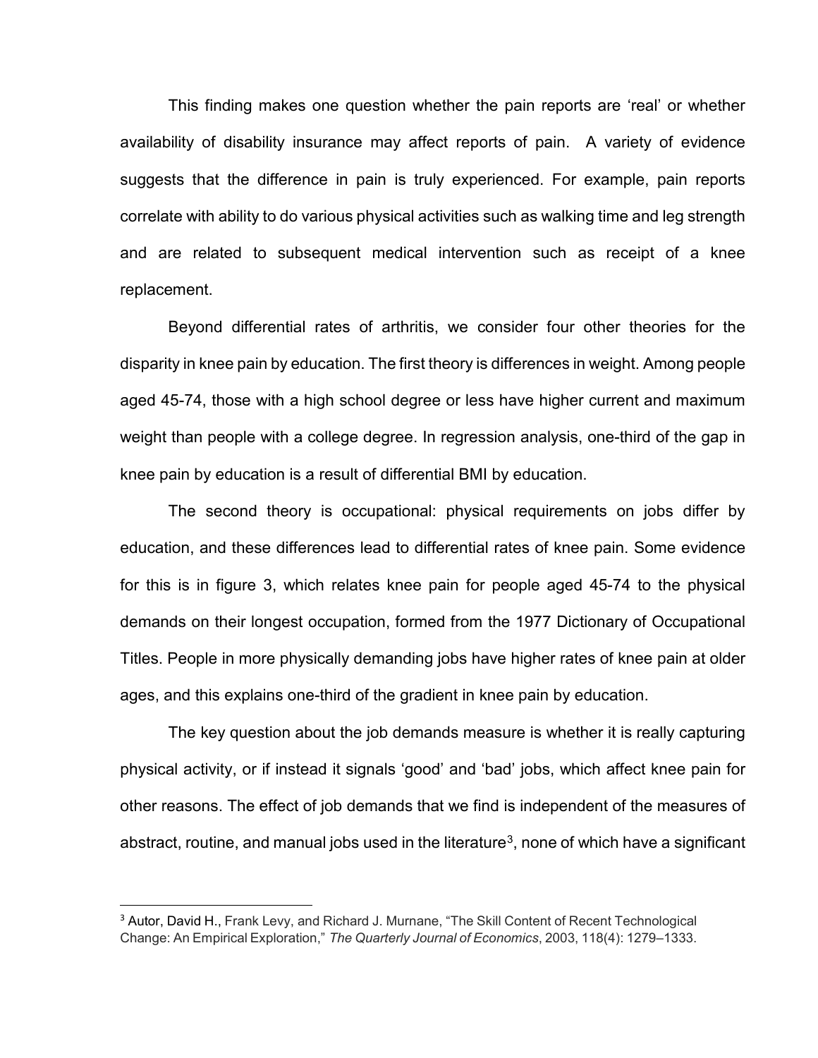This finding makes one question whether the pain reports are 'real' or whether availability of disability insurance may affect reports of pain. A variety of evidence suggests that the difference in pain is truly experienced. For example, pain reports correlate with ability to do various physical activities such as walking time and leg strength and are related to subsequent medical intervention such as receipt of a knee replacement.

Beyond differential rates of arthritis, we consider four other theories for the disparity in knee pain by education. The first theory is differences in weight. Among people aged 45-74, those with a high school degree or less have higher current and maximum weight than people with a college degree. In regression analysis, one-third of the gap in knee pain by education is a result of differential BMI by education.

The second theory is occupational: physical requirements on jobs differ by education, and these differences lead to differential rates of knee pain. Some evidence for this is in figure 3, which relates knee pain for people aged 45-74 to the physical demands on their longest occupation, formed from the 1977 Dictionary of Occupational Titles. People in more physically demanding jobs have higher rates of knee pain at older ages, and this explains one-third of the gradient in knee pain by education.

The key question about the job demands measure is whether it is really capturing physical activity, or if instead it signals 'good' and 'bad' jobs, which affect knee pain for other reasons. The effect of job demands that we find is independent of the measures of abstract, routine, and manual jobs used in the literature[3], none of which have a significant

---

[3] Autor, David H., Frank Levy, and Richard J. Murnane, "The Skill Content of Recent Technological Change: An Empirical Exploration," *The Quarterly Journal of Economics*, 2003, 118(4): 1279–1333.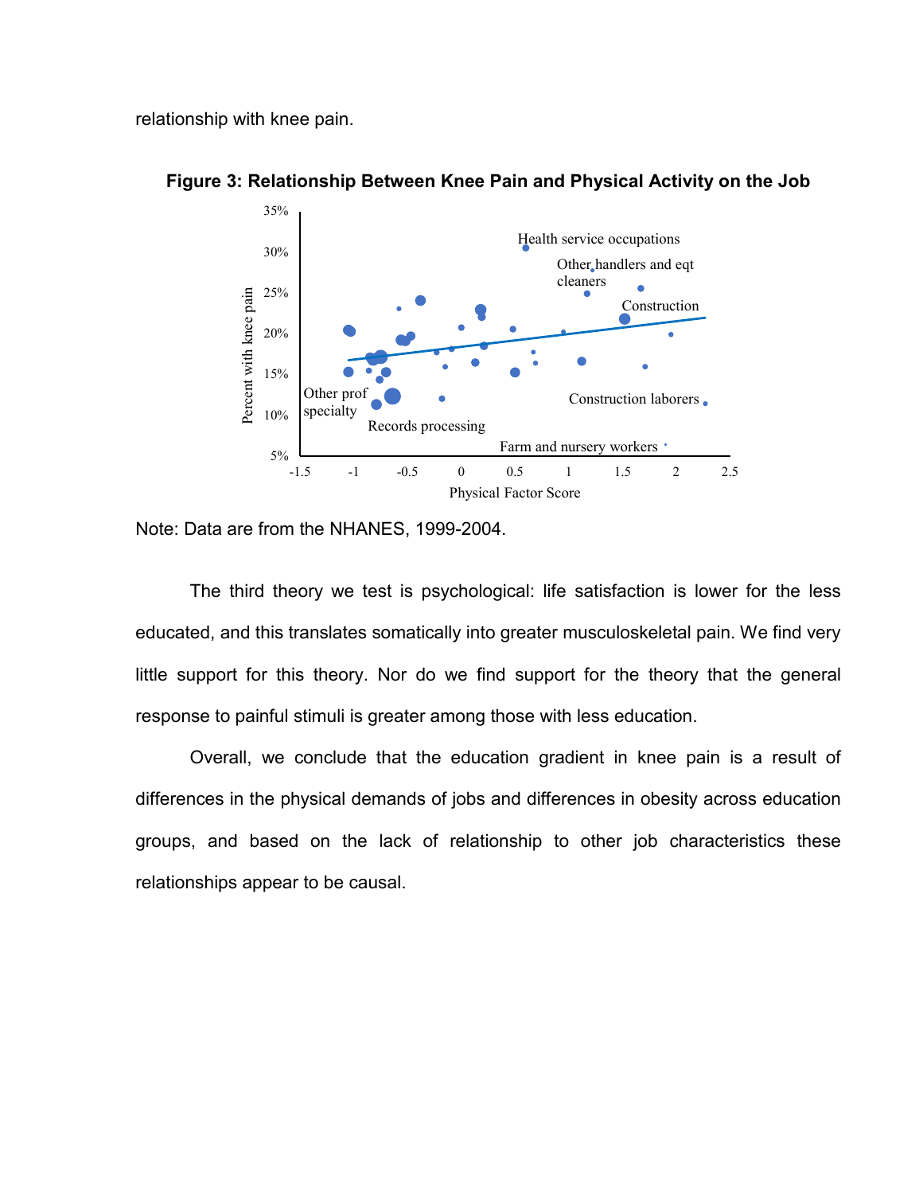relationship with knee pain.

**Figure 3: Relationship Between Knee Pain and Physical Activity on the Job**

35%
30%
25%
20%
15%
10%
5%

Percent with knee pain

Health service occupations
Other handlers and eqt cleaners
Construction
Construction laborers
Other prof specialty
Records processing
Farm and nursery workers

-1.5 -1 -0.5 0 0.5 1 1.5 2 2.5

Physical Factor Score

Note: Data are from the NHANES, 1999-2004.

The third theory we test is psychological: life satisfaction is lower for the less educated, and this translates somatically into greater musculoskeletal pain. We find very little support for this theory. Nor do we find support for the theory that the general response to painful stimuli is greater among those with less education.

Overall, we conclude that the education gradient in knee pain is a result of differences in the physical demands of jobs and differences in obesity across education groups, and based on the lack of relationship to other job characteristics these relationships appear to be causal.